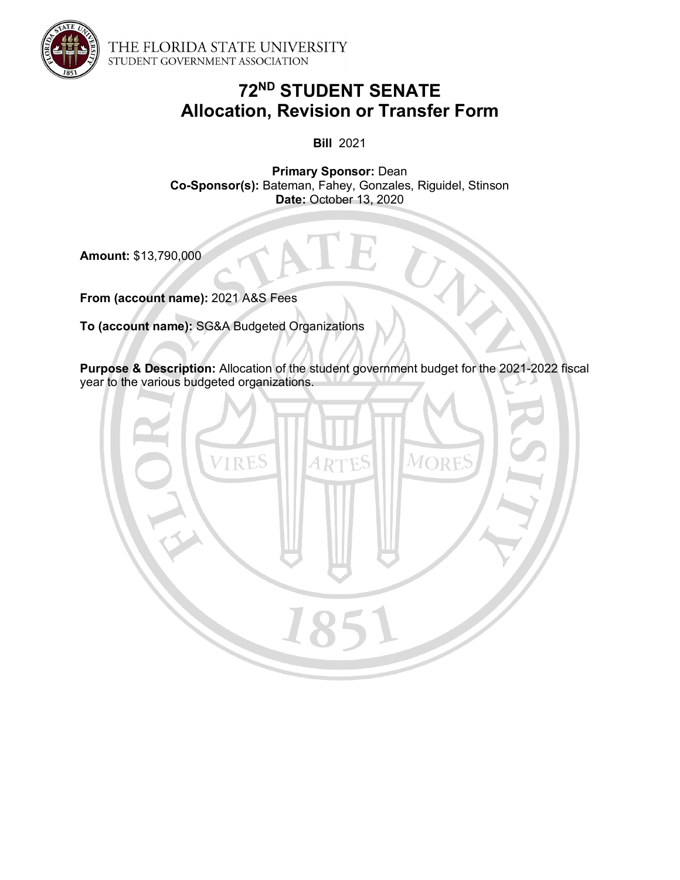THE FLORIDA STATE UNIVERSITY
STUDENT GOVERNMENT ASSOCIATION

# 72ND STUDENT SENATE
# Allocation, Revision or Transfer Form

**Bill** 2021

**Primary Sponsor:** Dean
**Co-Sponsor(s):** Bateman, Fahey, Gonzales, Riguidel, Stinson
**Date:** October 13, 2020

**Amount:** $13,790,000

**From (account name):** 2021 A&S Fees

**To (account name):** SG&A Budgeted Organizations

**Purpose & Description:** Allocation of the student government budget for the 2021-2022 fiscal year to the various budgeted organizations.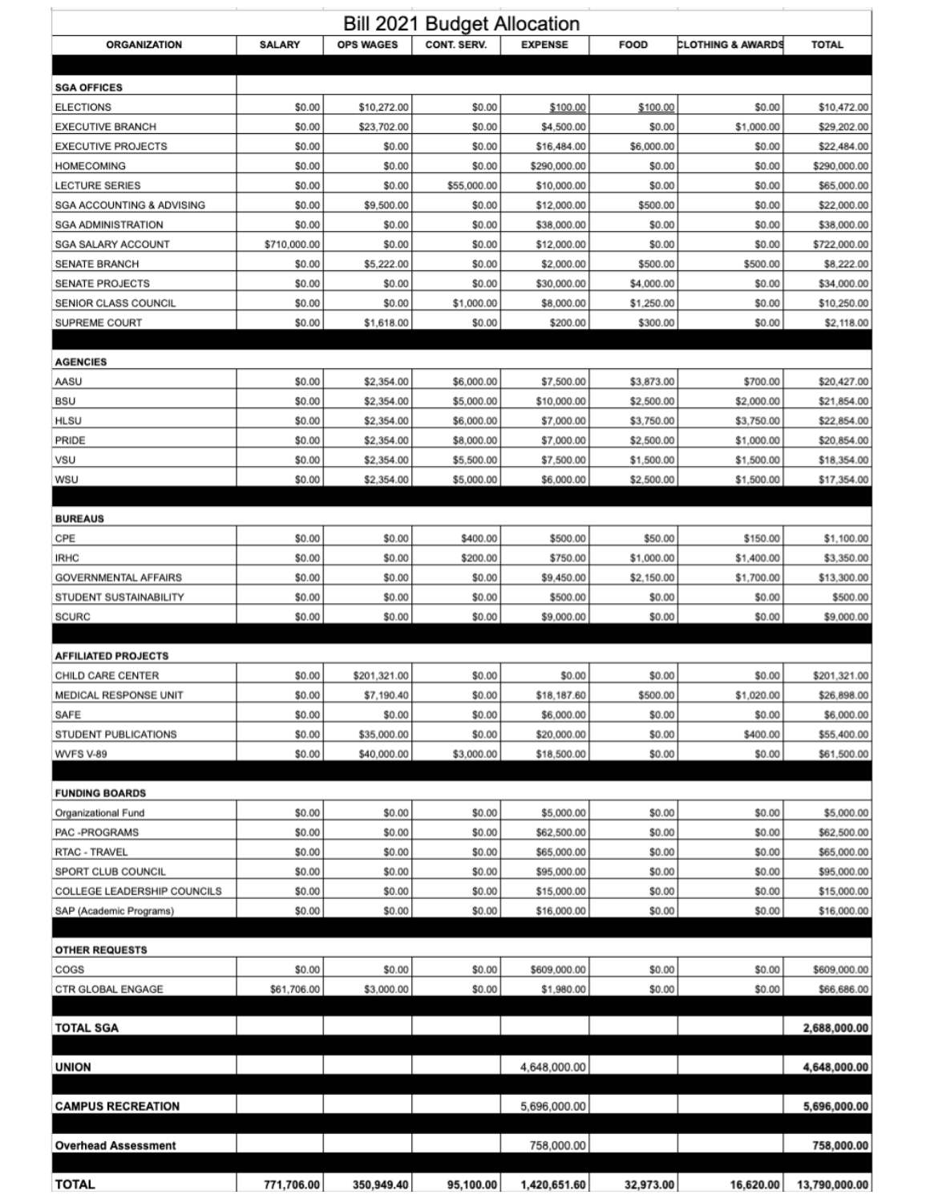# Bill 2021 Budget Allocation

| ORGANIZATION | SALARY | OPS WAGES | CONT. SERV. | EXPENSE | FOOD | CLOTHING & AWARDS | TOTAL |
|---|---|---|---|---|---|---|---|
| **SGA OFFICES** | | | | | | | |
| ELECTIONS | $0.00 | $10,272.00 | $0.00 | $100.00 | $100.00 | $0.00 | $10,472.00 |
| EXECUTIVE BRANCH | $0.00 | $23,702.00 | $0.00 | $4,500.00 | $0.00 | $1,000.00 | $29,202.00 |
| EXECUTIVE PROJECTS | $0.00 | $0.00 | $0.00 | $16,484.00 | $6,000.00 | $0.00 | $22,484.00 |
| HOMECOMING | $0.00 | $0.00 | $0.00 | $290,000.00 | $0.00 | $0.00 | $290,000.00 |
| LECTURE SERIES | $0.00 | $0.00 | $55,000.00 | $10,000.00 | $0.00 | $0.00 | $65,000.00 |
| SGA ACCOUNTING & ADVISING | $0.00 | $9,500.00 | $0.00 | $12,000.00 | $500.00 | $0.00 | $22,000.00 |
| SGA ADMINISTRATION | $0.00 | $0.00 | $0.00 | $38,000.00 | $0.00 | $0.00 | $38,000.00 |
| SGA SALARY ACCOUNT | $710,000.00 | $0.00 | $0.00 | $12,000.00 | $0.00 | $0.00 | $722,000.00 |
| SENATE BRANCH | $0.00 | $5,222.00 | $0.00 | $2,000.00 | $500.00 | $500.00 | $8,222.00 |
| SENATE PROJECTS | $0.00 | $0.00 | $0.00 | $30,000.00 | $4,000.00 | $0.00 | $34,000.00 |
| SENIOR CLASS COUNCIL | $0.00 | $0.00 | $1,000.00 | $8,000.00 | $1,250.00 | $0.00 | $10,250.00 |
| SUPREME COURT | $0.00 | $1,618.00 | $0.00 | $200.00 | $300.00 | $0.00 | $2,118.00 |
| **AGENCIES** | | | | | | | |
| AASU | $0.00 | $2,354.00 | $6,000.00 | $7,500.00 | $3,873.00 | $700.00 | $20,427.00 |
| BSU | $0.00 | $2,354.00 | $5,000.00 | $10,000.00 | $2,500.00 | $2,000.00 | $21,854.00 |
| HLSU | $0.00 | $2,354.00 | $6,000.00 | $7,000.00 | $3,750.00 | $3,750.00 | $22,854.00 |
| PRIDE | $0.00 | $2,354.00 | $8,000.00 | $7,000.00 | $2,500.00 | $1,000.00 | $20,854.00 |
| VSU | $0.00 | $2,354.00 | $5,500.00 | $7,500.00 | $1,500.00 | $1,500.00 | $18,354.00 |
| WSU | $0.00 | $2,354.00 | $5,000.00 | $6,000.00 | $2,500.00 | $1,500.00 | $17,354.00 |
| **BUREAUS** | | | | | | | |
| CPE | $0.00 | $0.00 | $400.00 | $500.00 | $50.00 | $150.00 | $1,100.00 |
| IRHC | $0.00 | $0.00 | $200.00 | $750.00 | $1,000.00 | $1,400.00 | $3,350.00 |
| GOVERNMENTAL AFFAIRS | $0.00 | $0.00 | $0.00 | $9,450.00 | $2,150.00 | $1,700.00 | $13,300.00 |
| STUDENT SUSTAINABILITY | $0.00 | $0.00 | $0.00 | $500.00 | $0.00 | $0.00 | $500.00 |
| SCURC | $0.00 | $0.00 | $0.00 | $9,000.00 | $0.00 | $0.00 | $9,000.00 |
| **AFFILIATED PROJECTS** | | | | | | | |
| CHILD CARE CENTER | $0.00 | $201,321.00 | $0.00 | $0.00 | $0.00 | $0.00 | $201,321.00 |
| MEDICAL RESPONSE UNIT | $0.00 | $7,190.40 | $0.00 | $18,187.60 | $500.00 | $1,020.00 | $26,898.00 |
| SAFE | $0.00 | $0.00 | $0.00 | $6,000.00 | $0.00 | $0.00 | $6,000.00 |
| STUDENT PUBLICATIONS | $0.00 | $35,000.00 | $0.00 | $20,000.00 | $0.00 | $400.00 | $55,400.00 |
| WVFS V-89 | $0.00 | $40,000.00 | $3,000.00 | $18,500.00 | $0.00 | $0.00 | $61,500.00 |
| **FUNDING BOARDS** | | | | | | | |
| Organizational Fund | $0.00 | $0.00 | $0.00 | $5,000.00 | $0.00 | $0.00 | $5,000.00 |
| PAC -PROGRAMS | $0.00 | $0.00 | $0.00 | $62,500.00 | $0.00 | $0.00 | $62,500.00 |
| RTAC - TRAVEL | $0.00 | $0.00 | $0.00 | $65,000.00 | $0.00 | $0.00 | $65,000.00 |
| SPORT CLUB COUNCIL | $0.00 | $0.00 | $0.00 | $95,000.00 | $0.00 | $0.00 | $95,000.00 |
| COLLEGE LEADERSHIP COUNCILS | $0.00 | $0.00 | $0.00 | $15,000.00 | $0.00 | $0.00 | $15,000.00 |
| SAP (Academic Programs) | $0.00 | $0.00 | $0.00 | $16,000.00 | $0.00 | $0.00 | $16,000.00 |
| **OTHER REQUESTS** | | | | | | | |
| COGS | $0.00 | $0.00 | $0.00 | $609,000.00 | $0.00 | $0.00 | $609,000.00 |
| CTR GLOBAL ENGAGE | $61,706.00 | $3,000.00 | $0.00 | $1,980.00 | $0.00 | $0.00 | $66,686.00 |
| **TOTAL SGA** | | | | | | | **2,688,000.00** |
| **UNION** | | | | 4,648,000.00 | | | **4,648,000.00** |
| **CAMPUS RECREATION** | | | | 5,696,000.00 | | | **5,696,000.00** |
| **Overhead Assessment** | | | | 758,000.00 | | | **758,000.00** |
| **TOTAL** | **771,706.00** | **350,949.40** | **95,100.00** | **1,420,651.60** | **32,973.00** | **16,620.00** | **13,790,000.00** |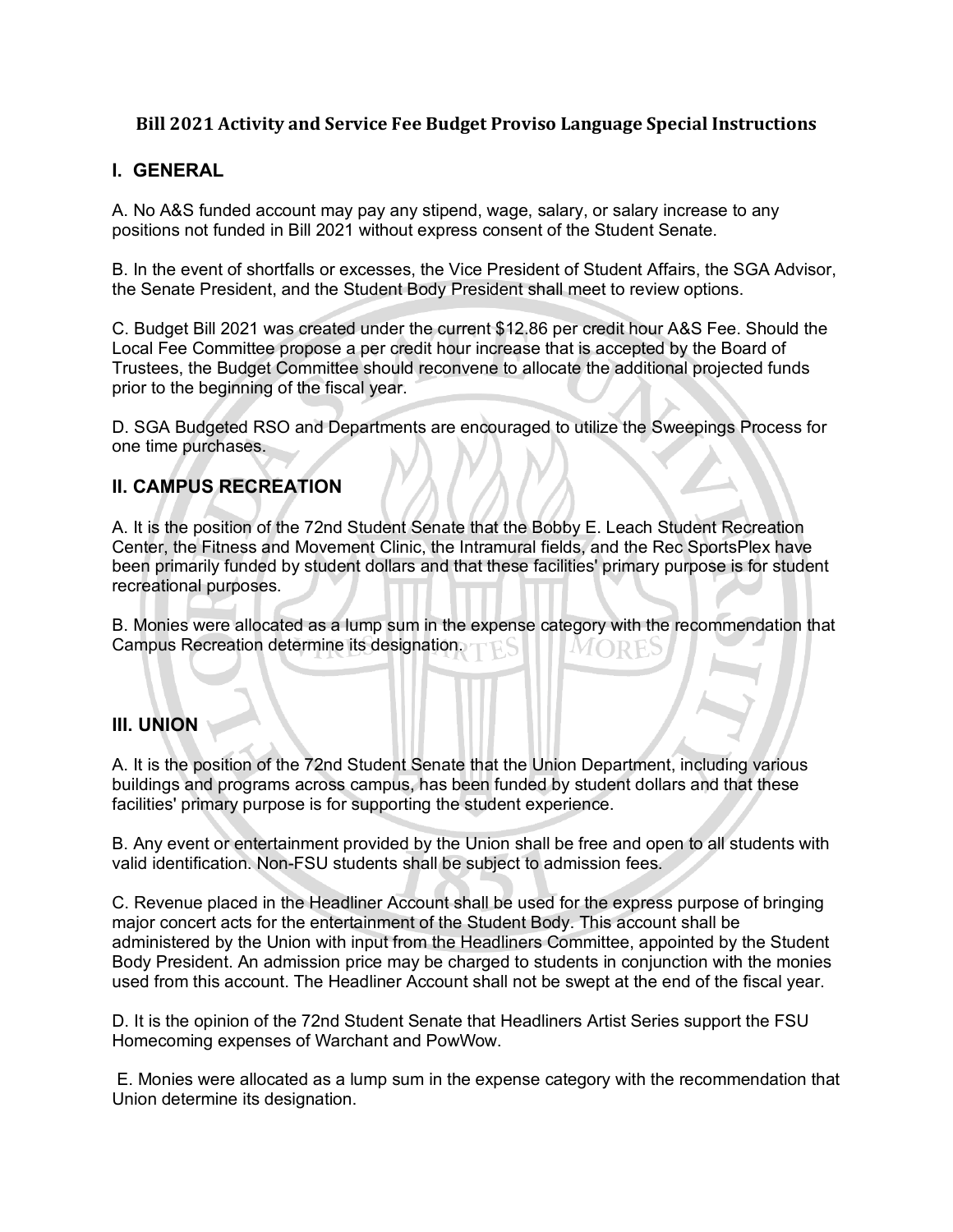## Bill 2021 Activity and Service Fee Budget Proviso Language Special Instructions

## I. GENERAL

A. No A&S funded account may pay any stipend, wage, salary, or salary increase to any positions not funded in Bill 2021 without express consent of the Student Senate.

B. In the event of shortfalls or excesses, the Vice President of Student Affairs, the SGA Advisor, the Senate President, and the Student Body President shall meet to review options.

C. Budget Bill 2021 was created under the current $12.86 per credit hour A&S Fee. Should the Local Fee Committee propose a per credit hour increase that is accepted by the Board of Trustees, the Budget Committee should reconvene to allocate the additional projected funds prior to the beginning of the fiscal year.

D. SGA Budgeted RSO and Departments are encouraged to utilize the Sweepings Process for one time purchases.

## II. CAMPUS RECREATION

A. It is the position of the 72nd Student Senate that the Bobby E. Leach Student Recreation Center, the Fitness and Movement Clinic, the Intramural fields, and the Rec SportsPlex have been primarily funded by student dollars and that these facilities' primary purpose is for student recreational purposes.

B. Monies were allocated as a lump sum in the expense category with the recommendation that Campus Recreation determine its designation.

## III. UNION

A. It is the position of the 72nd Student Senate that the Union Department, including various buildings and programs across campus, has been funded by student dollars and that these facilities' primary purpose is for supporting the student experience.

B. Any event or entertainment provided by the Union shall be free and open to all students with valid identification. Non-FSU students shall be subject to admission fees.

C. Revenue placed in the Headliner Account shall be used for the express purpose of bringing major concert acts for the entertainment of the Student Body. This account shall be administered by the Union with input from the Headliners Committee, appointed by the Student Body President. An admission price may be charged to students in conjunction with the monies used from this account. The Headliner Account shall not be swept at the end of the fiscal year.

D. It is the opinion of the 72nd Student Senate that Headliners Artist Series support the FSU Homecoming expenses of Warchant and PowWow.

E. Monies were allocated as a lump sum in the expense category with the recommendation that Union determine its designation.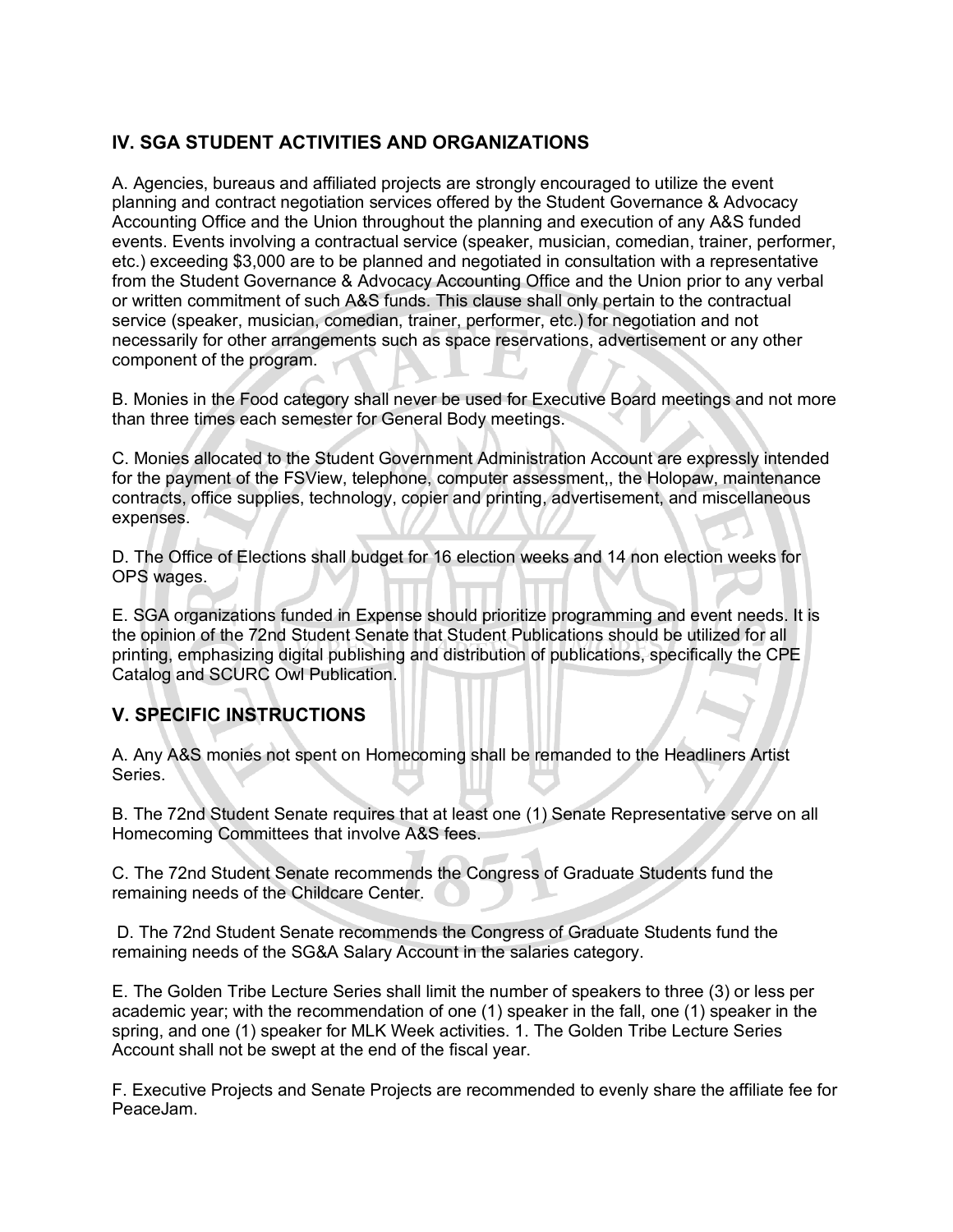## IV. SGA STUDENT ACTIVITIES AND ORGANIZATIONS

A. Agencies, bureaus and affiliated projects are strongly encouraged to utilize the event planning and contract negotiation services offered by the Student Governance & Advocacy Accounting Office and the Union throughout the planning and execution of any A&S funded events. Events involving a contractual service (speaker, musician, comedian, trainer, performer, etc.) exceeding $3,000 are to be planned and negotiated in consultation with a representative from the Student Governance & Advocacy Accounting Office and the Union prior to any verbal or written commitment of such A&S funds. This clause shall only pertain to the contractual service (speaker, musician, comedian, trainer, performer, etc.) for negotiation and not necessarily for other arrangements such as space reservations, advertisement or any other component of the program.

B. Monies in the Food category shall never be used for Executive Board meetings and not more than three times each semester for General Body meetings.

C. Monies allocated to the Student Government Administration Account are expressly intended for the payment of the FSView, telephone, computer assessment,, the Holopaw, maintenance contracts, office supplies, technology, copier and printing, advertisement, and miscellaneous expenses.

D. The Office of Elections shall budget for 16 election weeks and 14 non election weeks for OPS wages.

E. SGA organizations funded in Expense should prioritize programming and event needs. It is the opinion of the 72nd Student Senate that Student Publications should be utilized for all printing, emphasizing digital publishing and distribution of publications, specifically the CPE Catalog and SCURC Owl Publication.

## V. SPECIFIC INSTRUCTIONS

A. Any A&S monies not spent on Homecoming shall be remanded to the Headliners Artist Series.

B. The 72nd Student Senate requires that at least one (1) Senate Representative serve on all Homecoming Committees that involve A&S fees.

C. The 72nd Student Senate recommends the Congress of Graduate Students fund the remaining needs of the Childcare Center.

D. The 72nd Student Senate recommends the Congress of Graduate Students fund the remaining needs of the SG&A Salary Account in the salaries category.

E. The Golden Tribe Lecture Series shall limit the number of speakers to three (3) or less per academic year; with the recommendation of one (1) speaker in the fall, one (1) speaker in the spring, and one (1) speaker for MLK Week activities. 1. The Golden Tribe Lecture Series Account shall not be swept at the end of the fiscal year.

F. Executive Projects and Senate Projects are recommended to evenly share the affiliate fee for PeaceJam.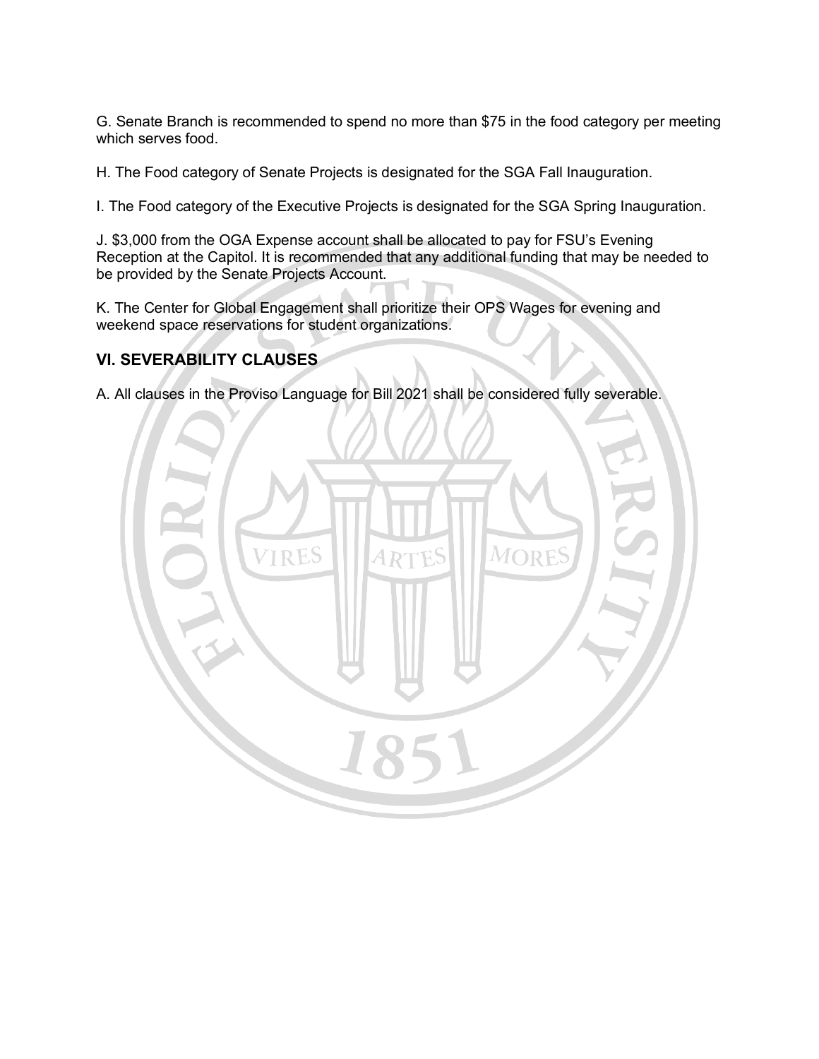G. Senate Branch is recommended to spend no more than $75 in the food category per meeting which serves food.

H. The Food category of Senate Projects is designated for the SGA Fall Inauguration.

I. The Food category of the Executive Projects is designated for the SGA Spring Inauguration.

J. $3,000 from the OGA Expense account shall be allocated to pay for FSU's Evening Reception at the Capitol. It is recommended that any additional funding that may be needed to be provided by the Senate Projects Account.

K. The Center for Global Engagement shall prioritize their OPS Wages for evening and weekend space reservations for student organizations.

## VI. SEVERABILITY CLAUSES

A. All clauses in the Proviso Language for Bill 2021 shall be considered fully severable.